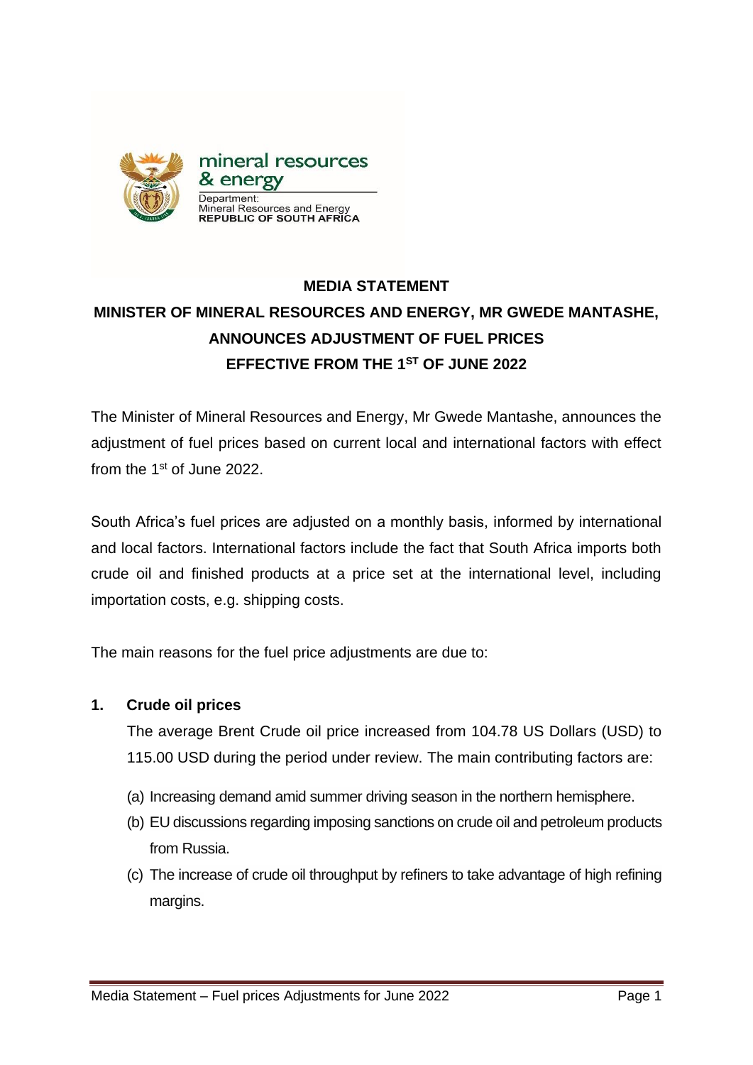mineral resources
& energy

Department:
Mineral Resources and Energy
REPUBLIC OF SOUTH AFRICA

# MEDIA STATEMENT

## MINISTER OF MINERAL RESOURCES AND ENERGY, MR GWEDE MANTASHE, ANNOUNCES ADJUSTMENT OF FUEL PRICES EFFECTIVE FROM THE 1ST OF JUNE 2022

The Minister of Mineral Resources and Energy, Mr Gwede Mantashe, announces the adjustment of fuel prices based on current local and international factors with effect from the 1st of June 2022.

South Africa's fuel prices are adjusted on a monthly basis, informed by international and local factors. International factors include the fact that South Africa imports both crude oil and finished products at a price set at the international level, including importation costs, e.g. shipping costs.

The main reasons for the fuel price adjustments are due to:

**1. Crude oil prices**

The average Brent Crude oil price increased from 104.78 US Dollars (USD) to 115.00 USD during the period under review. The main contributing factors are:

(a) Increasing demand amid summer driving season in the northern hemisphere.

(b) EU discussions regarding imposing sanctions on crude oil and petroleum products from Russia.

(c) The increase of crude oil throughput by refiners to take advantage of high refining margins.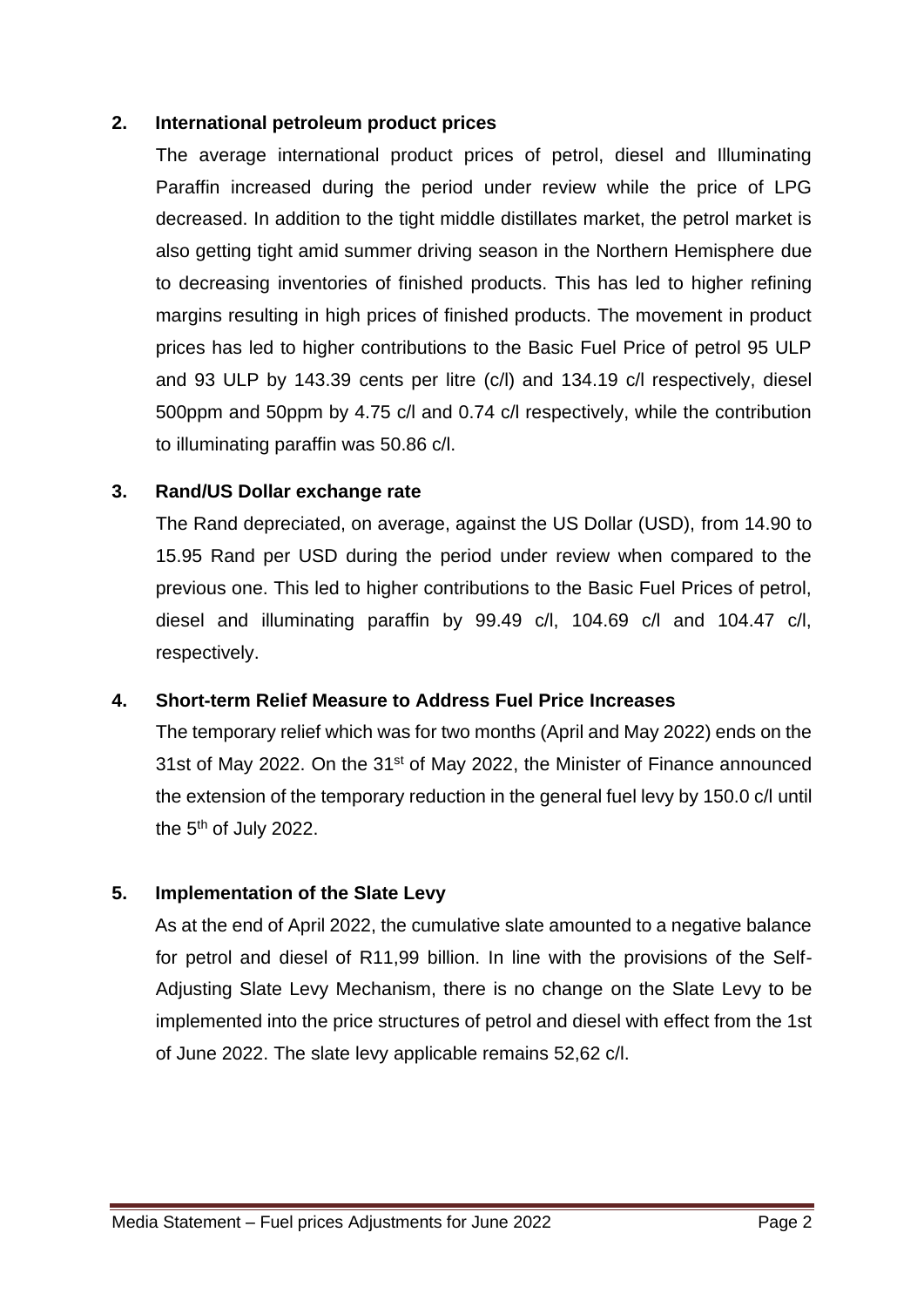## 2. International petroleum product prices

The average international product prices of petrol, diesel and Illuminating Paraffin increased during the period under review while the price of LPG decreased. In addition to the tight middle distillates market, the petrol market is also getting tight amid summer driving season in the Northern Hemisphere due to decreasing inventories of finished products. This has led to higher refining margins resulting in high prices of finished products. The movement in product prices has led to higher contributions to the Basic Fuel Price of petrol 95 ULP and 93 ULP by 143.39 cents per litre (c/l) and 134.19 c/l respectively, diesel 500ppm and 50ppm by 4.75 c/l and 0.74 c/l respectively, while the contribution to illuminating paraffin was 50.86 c/l.

## 3. Rand/US Dollar exchange rate

The Rand depreciated, on average, against the US Dollar (USD), from 14.90 to 15.95 Rand per USD during the period under review when compared to the previous one. This led to higher contributions to the Basic Fuel Prices of petrol, diesel and illuminating paraffin by 99.49 c/l, 104.69 c/l and 104.47 c/l, respectively.

## 4. Short-term Relief Measure to Address Fuel Price Increases

The temporary relief which was for two months (April and May 2022) ends on the 31st of May 2022. On the 31st of May 2022, the Minister of Finance announced the extension of the temporary reduction in the general fuel levy by 150.0 c/l until the 5th of July 2022.

## 5. Implementation of the Slate Levy

As at the end of April 2022, the cumulative slate amounted to a negative balance for petrol and diesel of R11,99 billion. In line with the provisions of the Self-Adjusting Slate Levy Mechanism, there is no change on the Slate Levy to be implemented into the price structures of petrol and diesel with effect from the 1st of June 2022. The slate levy applicable remains 52,62 c/l.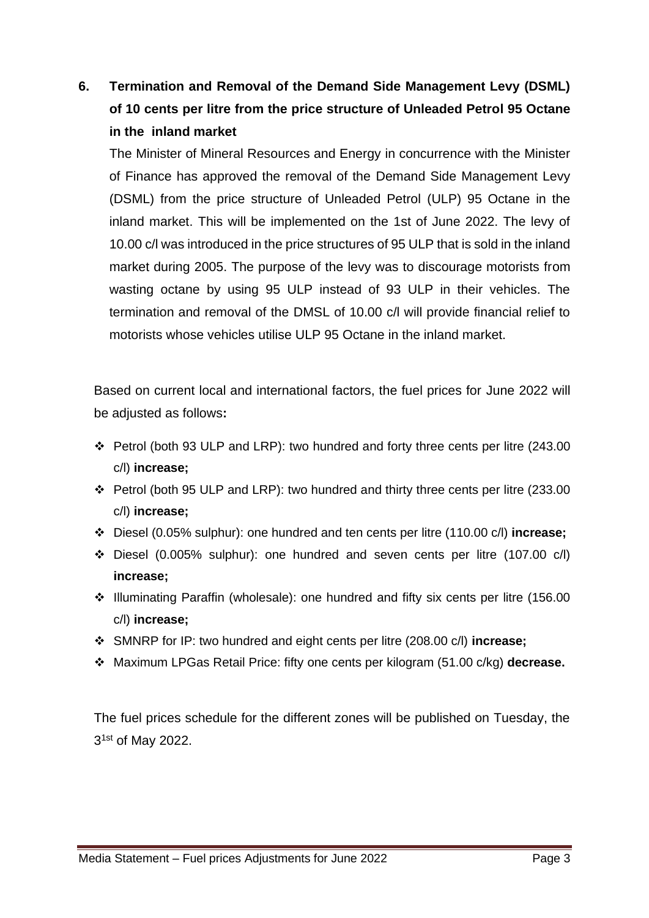## 6. Termination and Removal of the Demand Side Management Levy (DSML) of 10 cents per litre from the price structure of Unleaded Petrol 95 Octane in the inland market

The Minister of Mineral Resources and Energy in concurrence with the Minister of Finance has approved the removal of the Demand Side Management Levy (DSML) from the price structure of Unleaded Petrol (ULP) 95 Octane in the inland market. This will be implemented on the 1st of June 2022. The levy of 10.00 c/l was introduced in the price structures of 95 ULP that is sold in the inland market during 2005. The purpose of the levy was to discourage motorists from wasting octane by using 95 ULP instead of 93 ULP in their vehicles. The termination and removal of the DMSL of 10.00 c/l will provide financial relief to motorists whose vehicles utilise ULP 95 Octane in the inland market.

Based on current local and international factors, the fuel prices for June 2022 will be adjusted as follows**:**

- Petrol (both 93 ULP and LRP): two hundred and forty three cents per litre (243.00 c/l) **increase;**
- Petrol (both 95 ULP and LRP): two hundred and thirty three cents per litre (233.00 c/l) **increase;**
- Diesel (0.05% sulphur): one hundred and ten cents per litre (110.00 c/l) **increase;**
- Diesel (0.005% sulphur): one hundred and seven cents per litre (107.00 c/l) **increase;**
- Illuminating Paraffin (wholesale): one hundred and fifty six cents per litre (156.00 c/l) **increase;**
- SMNRP for IP: two hundred and eight cents per litre (208.00 c/l) **increase;**
- Maximum LPGas Retail Price: fifty one cents per kilogram (51.00 c/kg) **decrease.**

The fuel prices schedule for the different zones will be published on Tuesday, the 3[1st] of May 2022.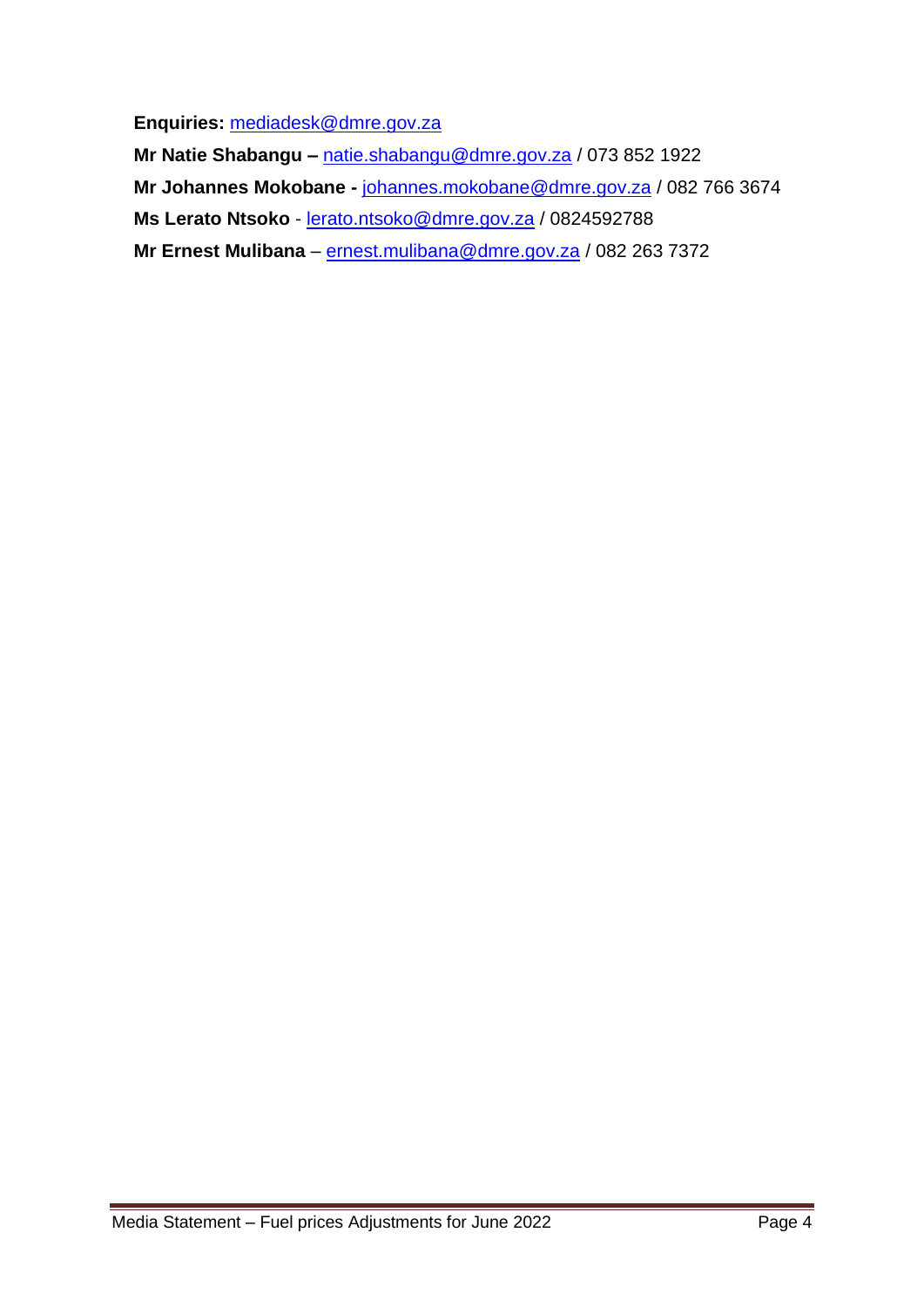**Enquiries:** mediadesk@dmre.gov.za

**Mr Natie Shabangu –** natie.shabangu@dmre.gov.za / 073 852 1922

**Mr Johannes Mokobane -** johannes.mokobane@dmre.gov.za / 082 766 3674

**Ms Lerato Ntsoko** - lerato.ntsoko@dmre.gov.za / 0824592788

**Mr Ernest Mulibana** – ernest.mulibana@dmre.gov.za / 082 263 7372